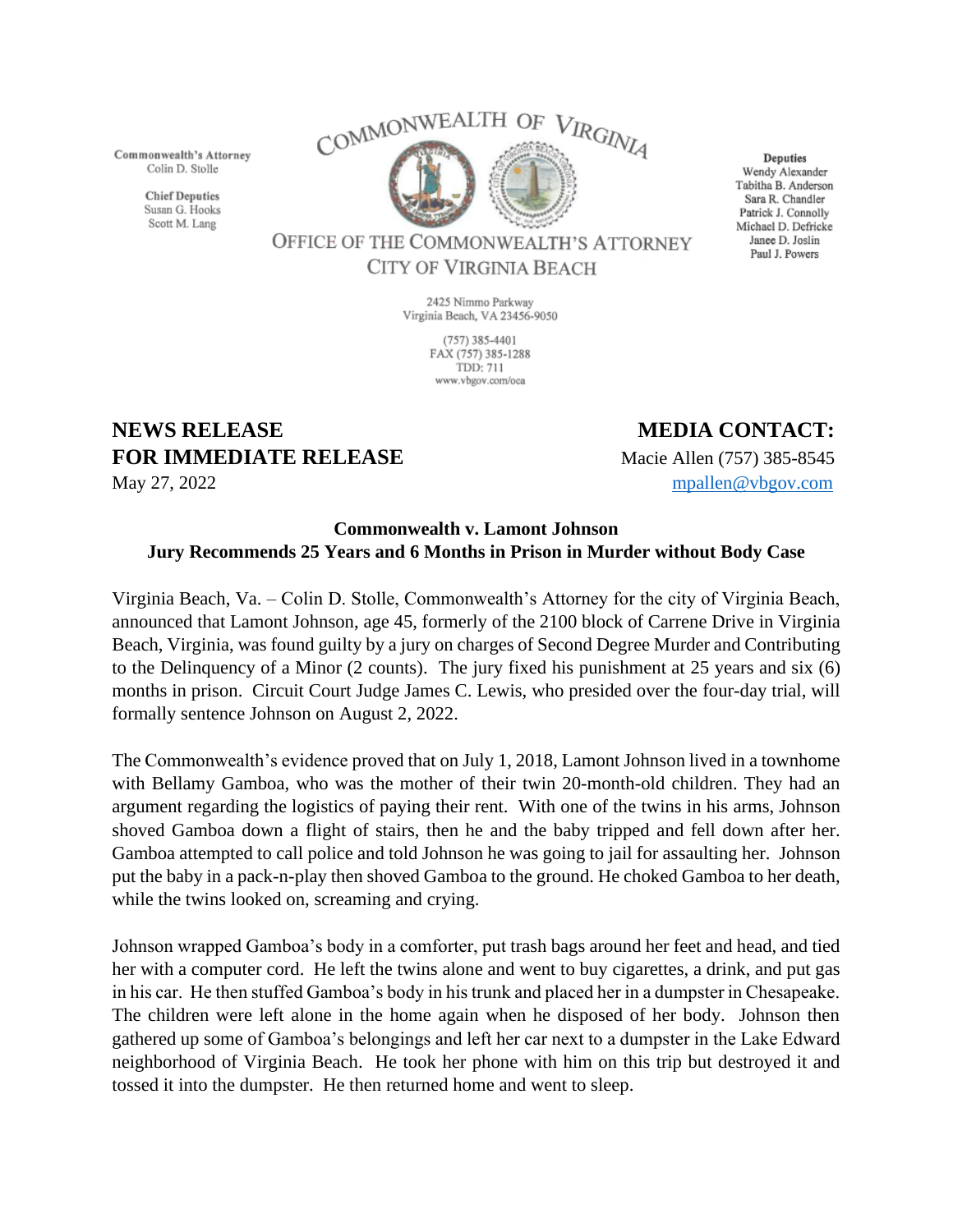Commonwealth's Attorney
Colin D. Stolle

Chief Deputies
Susan G. Hooks
Scott M. Lang

COMMONWEALTH OF VIRGINIA

OFFICE OF THE COMMONWEALTH'S ATTORNEY
CITY OF VIRGINIA BEACH

Deputies
Wendy Alexander
Tabitha B. Anderson
Sara R. Chandler
Patrick J. Connolly
Michael D. Defricke
Janee D. Joslin
Paul J. Powers

2425 Nimmo Parkway
Virginia Beach, VA 23456-9050

(757) 385-4401
FAX (757) 385-1288
TDD: 711
www.vbgov.com/oca

**NEWS RELEASE**
**FOR IMMEDIATE RELEASE**
May 27, 2022

**MEDIA CONTACT:**
Macie Allen (757) 385-8545
mpallen@vbgov.com

**Commonwealth v. Lamont Johnson**
**Jury Recommends 25 Years and 6 Months in Prison in Murder without Body Case**

Virginia Beach, Va. – Colin D. Stolle, Commonwealth's Attorney for the city of Virginia Beach, announced that Lamont Johnson, age 45, formerly of the 2100 block of Carrene Drive in Virginia Beach, Virginia, was found guilty by a jury on charges of Second Degree Murder and Contributing to the Delinquency of a Minor (2 counts). The jury fixed his punishment at 25 years and six (6) months in prison. Circuit Court Judge James C. Lewis, who presided over the four-day trial, will formally sentence Johnson on August 2, 2022.

The Commonwealth's evidence proved that on July 1, 2018, Lamont Johnson lived in a townhome with Bellamy Gamboa, who was the mother of their twin 20-month-old children. They had an argument regarding the logistics of paying their rent. With one of the twins in his arms, Johnson shoved Gamboa down a flight of stairs, then he and the baby tripped and fell down after her. Gamboa attempted to call police and told Johnson he was going to jail for assaulting her. Johnson put the baby in a pack-n-play then shoved Gamboa to the ground. He choked Gamboa to her death, while the twins looked on, screaming and crying.

Johnson wrapped Gamboa's body in a comforter, put trash bags around her feet and head, and tied her with a computer cord. He left the twins alone and went to buy cigarettes, a drink, and put gas in his car. He then stuffed Gamboa's body in his trunk and placed her in a dumpster in Chesapeake. The children were left alone in the home again when he disposed of her body. Johnson then gathered up some of Gamboa's belongings and left her car next to a dumpster in the Lake Edward neighborhood of Virginia Beach. He took her phone with him on this trip but destroyed it and tossed it into the dumpster. He then returned home and went to sleep.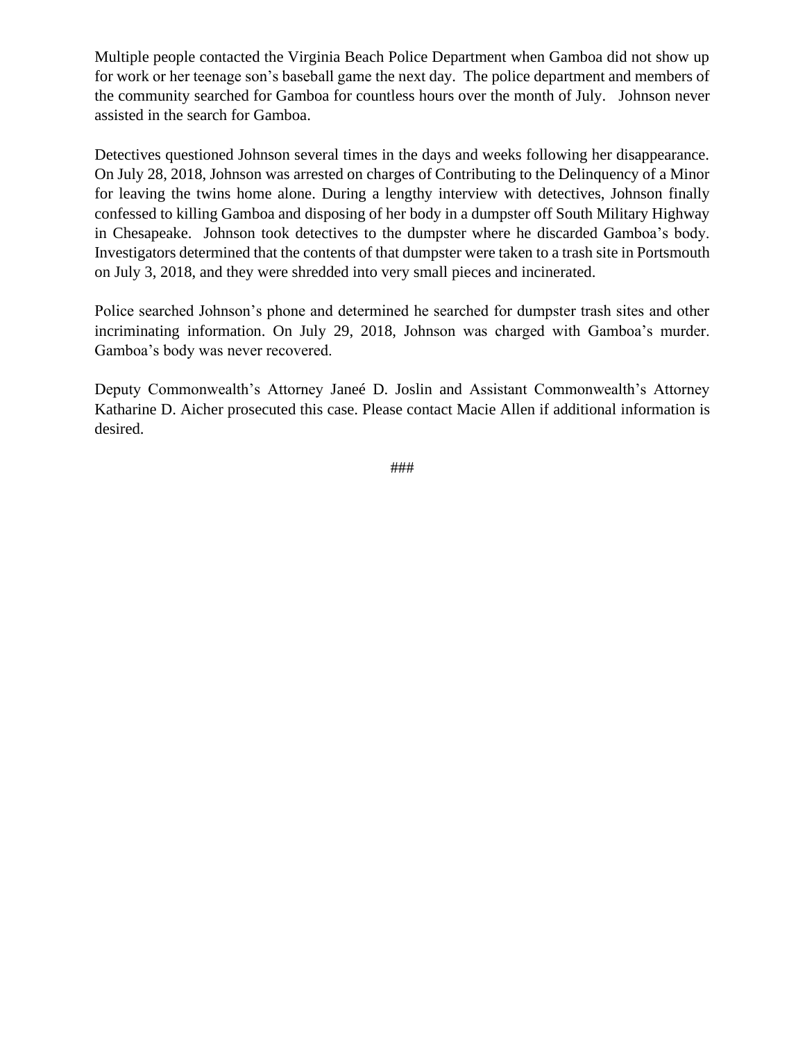Multiple people contacted the Virginia Beach Police Department when Gamboa did not show up for work or her teenage son's baseball game the next day. The police department and members of the community searched for Gamboa for countless hours over the month of July. Johnson never assisted in the search for Gamboa.

Detectives questioned Johnson several times in the days and weeks following her disappearance. On July 28, 2018, Johnson was arrested on charges of Contributing to the Delinquency of a Minor for leaving the twins home alone. During a lengthy interview with detectives, Johnson finally confessed to killing Gamboa and disposing of her body in a dumpster off South Military Highway in Chesapeake. Johnson took detectives to the dumpster where he discarded Gamboa's body. Investigators determined that the contents of that dumpster were taken to a trash site in Portsmouth on July 3, 2018, and they were shredded into very small pieces and incinerated.

Police searched Johnson's phone and determined he searched for dumpster trash sites and other incriminating information. On July 29, 2018, Johnson was charged with Gamboa's murder. Gamboa's body was never recovered.

Deputy Commonwealth's Attorney Janeé D. Joslin and Assistant Commonwealth's Attorney Katharine D. Aicher prosecuted this case. Please contact Macie Allen if additional information is desired.

###